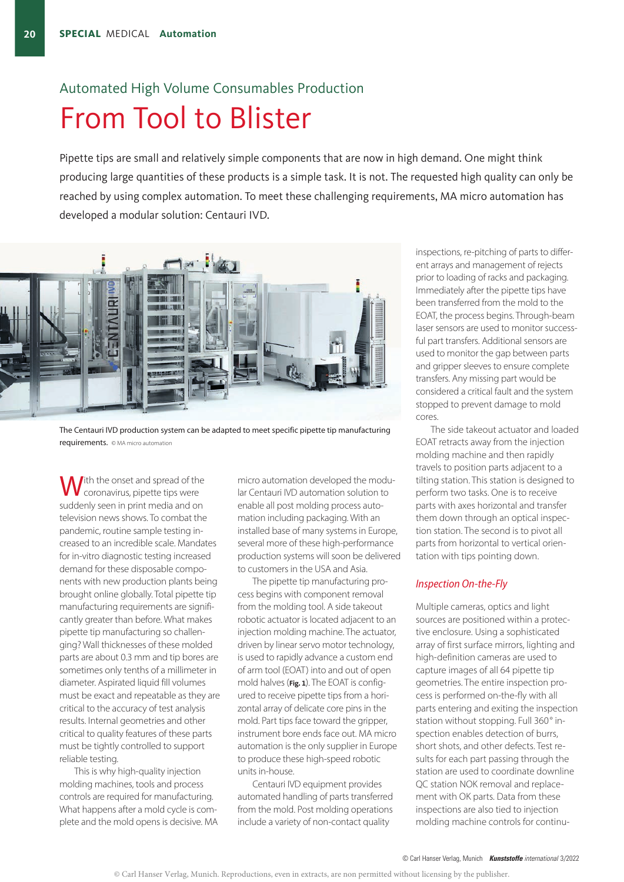Automated High Volume Consumables Production

# From Tool to Blister

**Pipette tips are small and relatively simple components that are now in high demand. One might think producing large quantities of these products is a simple task. It is not. The requested high quality can only be reached by using complex automation. To meet these challenging requirements, MA micro automation has developed a modular solution: Centauri IVD.**

The Centauri IVD production system can be adapted to meet specific pipette tip manufacturing requirements. © MA micro automation

With the onset and spread of the coronavirus, pipette tips were suddenly seen in print media and on television news shows. To combat the pandemic, routine sample testing increased to an incredible scale. Mandates for in-vitro diagnostic testing increased demand for these disposable components with new production plants being brought online globally. Total pipette tip manufacturing requirements are significantly greater than before. What makes pipette tip manufacturing so challenging? Wall thicknesses of these molded parts are about 0.3 mm and tip bores are sometimes only tenths of a millimeter in diameter. Aspirated liquid fill volumes must be exact and repeatable as they are critical to the accuracy of test analysis results. Internal geometries and other critical to quality features of these parts must be tightly controlled to support reliable testing.

This is why high-quality injection molding machines, tools and process controls are required for manufacturing. What happens after a mold cycle is complete and the mold opens is decisive. MA micro automation developed the modular Centauri IVD automation solution to enable all post molding process automation including packaging. With an installed base of many systems in Europe, several more of these high-performance production systems will soon be delivered to customers in the USA and Asia.

The pipette tip manufacturing process begins with component removal from the molding tool. A side takeout robotic actuator is located adjacent to an injection molding machine. The actuator, driven by linear servo motor technology, is used to rapidly advance a custom end of arm tool (EOAT) into and out of open mold halves (**Fig. 1**). The EOAT is configured to receive pipette tips from a horizontal array of delicate core pins in the mold. Part tips face toward the gripper, instrument bore ends face out. MA micro automation is the only supplier in Europe to produce these high-speed robotic units in-house.

Centauri IVD equipment provides automated handling of parts transferred from the mold. Post molding operations include a variety of non-contact quality inspections, re-pitching of parts to different arrays and management of rejects prior to loading of racks and packaging. Immediately after the pipette tips have been transferred from the mold to the EOAT, the process begins. Through-beam laser sensors are used to monitor successful part transfers. Additional sensors are used to monitor the gap between parts and gripper sleeves to ensure complete transfers. Any missing part would be considered a critical fault and the system stopped to prevent damage to mold cores.

The side takeout actuator and loaded EOAT retracts away from the injection molding machine and then rapidly travels to position parts adjacent to a tilting station. This station is designed to perform two tasks. One is to receive parts with axes horizontal and transfer them down through an optical inspection station. The second is to pivot all parts from horizontal to vertical orientation with tips pointing down.

## Inspection On-the-Fly

Multiple cameras, optics and light sources are positioned within a protective enclosure. Using a sophisticated array of first surface mirrors, lighting and high-definition cameras are used to capture images of all 64 pipette tip geometries. The entire inspection process is performed on-the-fly with all parts entering and exiting the inspection station without stopping. Full 360° inspection enables detection of burrs, short shots, and other defects. Test results for each part passing through the station are used to coordinate downline QC station NOK removal and replacement with OK parts. Data from these inspections are also tied to injection molding machine controls for continu-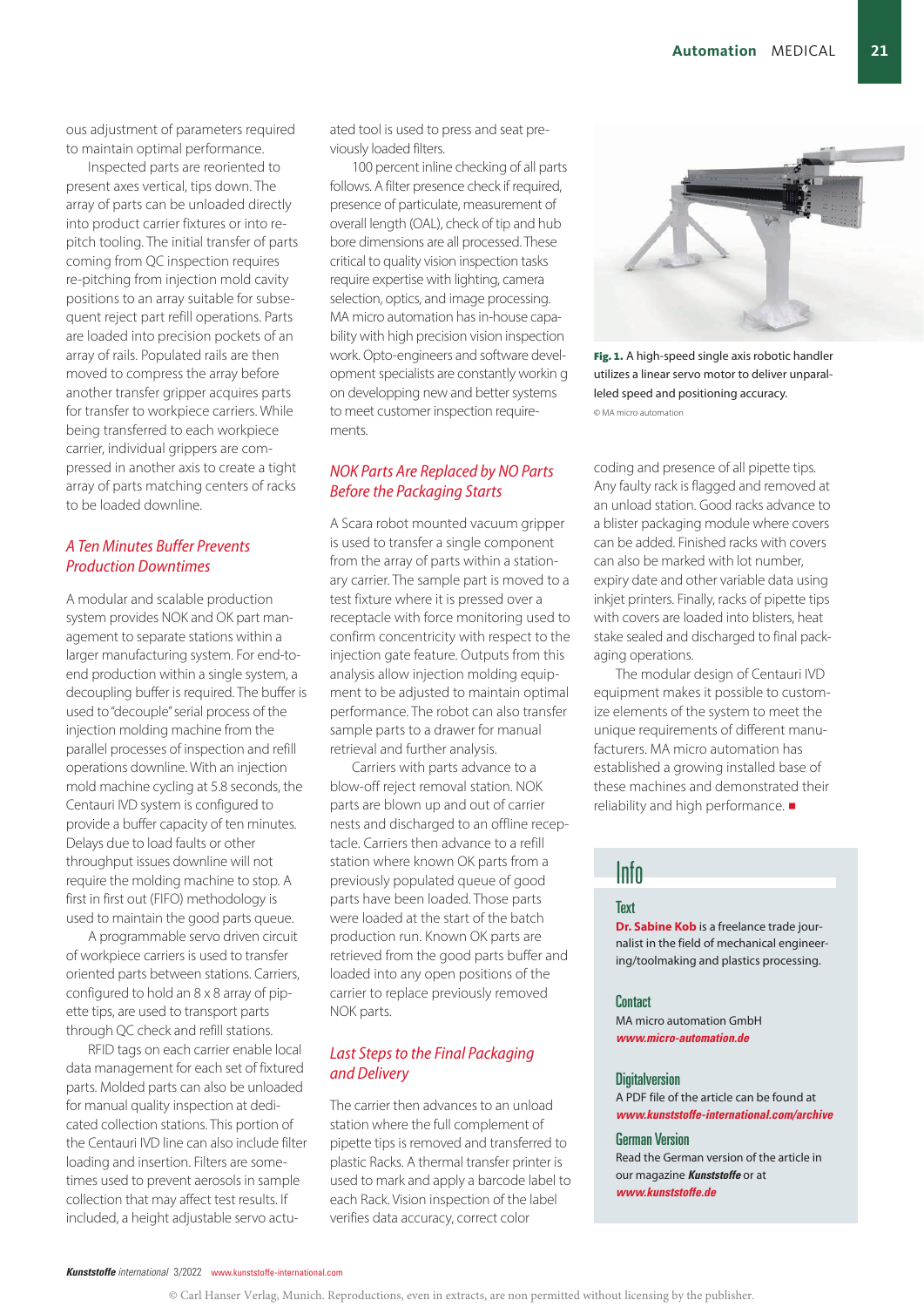ous adjustment of parameters required to maintain optimal performance.

Inspected parts are reoriented to present axes vertical, tips down. The array of parts can be unloaded directly into product carrier fixtures or into re-pitch tooling. The initial transfer of parts coming from QC inspection requires re-pitching from injection mold cavity positions to an array suitable for subsequent reject part refill operations. Parts are loaded into precision pockets of an array of rails. Populated rails are then moved to compress the array before another transfer gripper acquires parts for transfer to workpiece carriers. While being transferred to each workpiece carrier, individual grippers are compressed in another axis to create a tight array of parts matching centers of racks to be loaded downline.

## A Ten Minutes Buffer Prevents Production Downtimes

A modular and scalable production system provides NOK and OK part management to separate stations within a larger manufacturing system. For end-to-end production within a single system, a decoupling buffer is required. The buffer is used to "decouple" serial process of the injection molding machine from the parallel processes of inspection and refill operations downline. With an injection mold machine cycling at 5.8 seconds, the Centauri IVD system is configured to provide a buffer capacity of ten minutes. Delays due to load faults or other throughput issues downline will not require the molding machine to stop. A first in first out (FIFO) methodology is used to maintain the good parts queue.

A programmable servo driven circuit of workpiece carriers is used to transfer oriented parts between stations. Carriers, configured to hold an 8 x 8 array of pipette tips, are used to transport parts through QC check and refill stations.

RFID tags on each carrier enable local data management for each set of fixtured parts. Molded parts can also be unloaded for manual quality inspection at dedicated collection stations. This portion of the Centauri IVD line can also include filter loading and insertion. Filters are sometimes used to prevent aerosols in sample collection that may affect test results. If included, a height adjustable servo actuated tool is used to press and seat previously loaded filters.

100 percent inline checking of all parts follows. A filter presence check if required, presence of particulate, measurement of overall length (OAL), check of tip and hub bore dimensions are all processed. These critical to quality vision inspection tasks require expertise with lighting, camera selection, optics, and image processing. MA micro automation has in-house capability with high precision vision inspection work. Opto-engineers and software development specialists are constantly workin g on developing new and better systems to meet customer inspection requirements.

## NOK Parts Are Replaced by NO Parts Before the Packaging Starts

A Scara robot mounted vacuum gripper is used to transfer a single component from the array of parts within a stationary carrier. The sample part is moved to a test fixture where it is pressed over a receptacle with force monitoring used to confirm concentricity with respect to the injection gate feature. Outputs from this analysis allow injection molding equipment to be adjusted to maintain optimal performance. The robot can also transfer sample parts to a drawer for manual retrieval and further analysis.

Carriers with parts advance to a blow-off reject removal station. NOK parts are blown up and out of carrier nests and discharged to an offline receptacle. Carriers then advance to a refill station where known OK parts from a previously populated queue of good parts have been loaded. Those parts were loaded at the start of the batch production run. Known OK parts are retrieved from the good parts buffer and loaded into any open positions of the carrier to replace previously removed NOK parts.

## Last Steps to the Final Packaging and Delivery

The carrier then advances to an unload station where the full complement of pipette tips is removed and transferred to plastic Racks. A thermal transfer printer is used to mark and apply a barcode label to each Rack. Vision inspection of the label verifies data accuracy, correct color coding and presence of all pipette tips. Any faulty rack is flagged and removed at an unload station. Good racks advance to a blister packaging module where covers can be added. Finished racks with covers can also be marked with lot number, expiry date and other variable data using inkjet printers. Finally, racks of pipette tips with covers are loaded into blisters, heat stake sealed and discharged to final packaging operations.

The modular design of Centauri IVD equipment makes it possible to customize elements of the system to meet the unique requirements of different manufacturers. MA micro automation has established a growing installed base of these machines and demonstrated their reliability and high performance. ■

**Fig. 1.** A high-speed single axis robotic handler utilizes a linear servo motor to deliver unparalleled speed and positioning accuracy. © MA micro automation

## Info

### Text

**Dr. Sabine Kob** is a freelance trade journalist in the field of mechanical engineering/toolmaking and plastics processing.

### Contact

MA micro automation GmbH
*www.micro-automation.de*

### Digitalversion

A PDF file of the article can be found at
*www.kunststoffe-international.com/archive*

### German Version

Read the German version of the article in our magazine ***Kunststoffe*** or at
*www.kunststoffe.de*